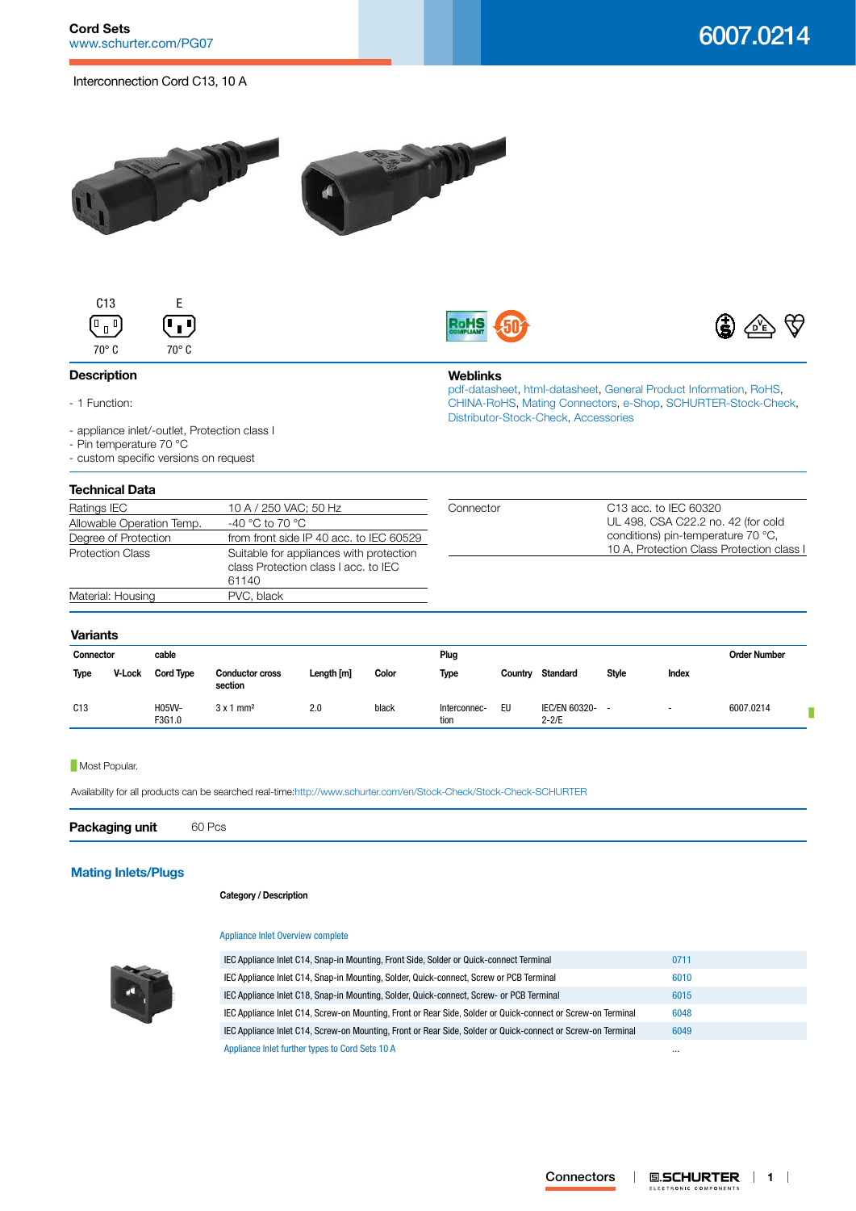Cord Sets
www.schurter.com/PG07

# 6007.0214

Interconnection Cord C13, 10 A

C13 70° C

E 70° C

## Description

- 1 Function:

- appliance inlet/-outlet, Protection class I
- Pin temperature 70 °C
- custom specific versions on request

## Weblinks

pdf-datasheet, html-datasheet, General Product Information, RoHS, CHINA-RoHS, Mating Connectors, e-Shop, SCHURTER-Stock-Check, Distributor-Stock-Check, Accessories

## Technical Data

| | |
|---|---|
| Ratings IEC | 10 A / 250 VAC; 50 Hz |
| Allowable Operation Temp. | -40 °C to 70 °C |
| Degree of Protection | from front side IP 40 acc. to IEC 60529 |
| Protection Class | Suitable for appliances with protection class Protection class I acc. to IEC 61140 |
| Material: Housing | PVC, black |

| | |
|---|---|
| Connector | C13 acc. to IEC 60320<br>UL 498, CSA C22.2 no. 42 (for cold conditions) pin-temperature 70 °C,<br>10 A, Protection Class Protection class I |

## Variants

| Connector | | cable | | | | Plug | | | | | Order Number | |
|---|---|---|---|---|---|---|---|---|---|---|---|---|
| Type | V-Lock | Cord Type | Conductor cross section | Length [m] | Color | Type | Country | Standard | Style | Index | | |
| C13 | | H05VV-F3G1.0 | 3 x 1 mm² | 2.0 | black | Interconnection | EU | IEC/EN 60320-2-2/E | - | - | 6007.0214 | ▮ |

▮ Most Popular.

Availability for all products can be searched real-time:http://www.schurter.com/en/Stock-Check/Stock-Check-SCHURTER

**Packaging unit** 60 Pcs

## Mating Inlets/Plugs

| Category / Description | |
|---|---|
| Appliance Inlet Overview complete | |
| IEC Appliance Inlet C14, Snap-in Mounting, Front Side, Solder or Quick-connect Terminal | 0711 |
| IEC Appliance Inlet C14, Snap-in Mounting, Solder, Quick-connect, Screw or PCB Terminal | 6010 |
| IEC Appliance Inlet C18, Snap-in Mounting, Solder, Quick-connect, Screw- or PCB Terminal | 6015 |
| IEC Appliance Inlet C14, Screw-on Mounting, Front or Rear Side, Solder or Quick-connect or Screw-on Terminal | 6048 |
| IEC Appliance Inlet C14, Screw-on Mounting, Front or Rear Side, Solder or Quick-connect or Screw-on Terminal | 6049 |
| Appliance Inlet further types to Cord Sets 10 A | ... |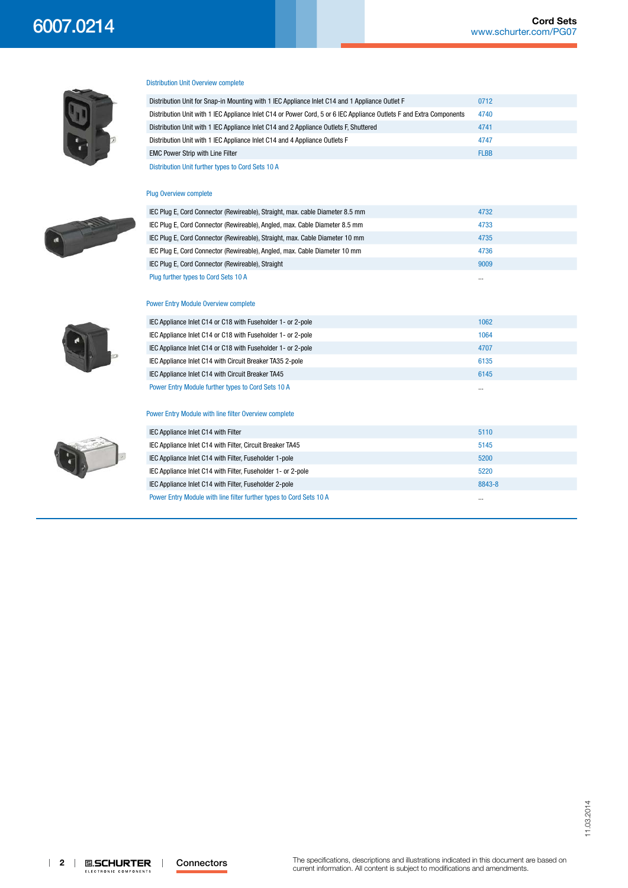Distribution Unit Overview complete

| | |
|---|---|
| Distribution Unit for Snap-in Mounting with 1 IEC Appliance Inlet C14 and 1 Appliance Outlet F | 0712 |
| Distribution Unit with 1 IEC Appliance Inlet C14 or Power Cord, 5 or 6 IEC Appliance Outlets F and Extra Components | 4740 |
| Distribution Unit with 1 IEC Appliance Inlet C14 and 2 Appliance Outlets F, Shuttered | 4741 |
| Distribution Unit with 1 IEC Appliance Inlet C14 and 4 Appliance Outlets F | 4747 |
| EMC Power Strip with Line Filter | FLBB |
| Distribution Unit further types to Cord Sets 10 A | |

Plug Overview complete

| | |
|---|---|
| IEC Plug E, Cord Connector (Rewireable), Straight, max. cable Diameter 8.5 mm | 4732 |
| IEC Plug E, Cord Connector (Rewireable), Angled, max. Cable Diameter 8.5 mm | 4733 |
| IEC Plug E, Cord Connector (Rewireable), Straight, max. Cable Diameter 10 mm | 4735 |
| IEC Plug E, Cord Connector (Rewireable), Angled, max. Cable Diameter 10 mm | 4736 |
| IEC Plug E, Cord Connector (Rewireable), Straight | 9009 |
| Plug further types to Cord Sets 10 A | ... |

Power Entry Module Overview complete

| | |
|---|---|
| IEC Appliance Inlet C14 or C18 with Fuseholder 1- or 2-pole | 1062 |
| IEC Appliance Inlet C14 or C18 with Fuseholder 1- or 2-pole | 1064 |
| IEC Appliance Inlet C14 or C18 with Fuseholder 1- or 2-pole | 4707 |
| IEC Appliance Inlet C14 with Circuit Breaker TA35 2-pole | 6135 |
| IEC Appliance Inlet C14 with Circuit Breaker TA45 | 6145 |
| Power Entry Module further types to Cord Sets 10 A | ... |

Power Entry Module with line filter Overview complete

| | |
|---|---|
| IEC Appliance Inlet C14 with Filter | 5110 |
| IEC Appliance Inlet C14 with Filter, Circuit Breaker TA45 | 5145 |
| IEC Appliance Inlet C14 with Filter, Fuseholder 1-pole | 5200 |
| IEC Appliance Inlet C14 with Filter, Fuseholder 1- or 2-pole | 5220 |
| IEC Appliance Inlet C14 with Filter, Fuseholder 2-pole | 8843-8 |
| Power Entry Module with line filter further types to Cord Sets 10 A | ... |

The specifications, descriptions and illustrations indicated in this document are based on current information. All content is subject to modifications and amendments.